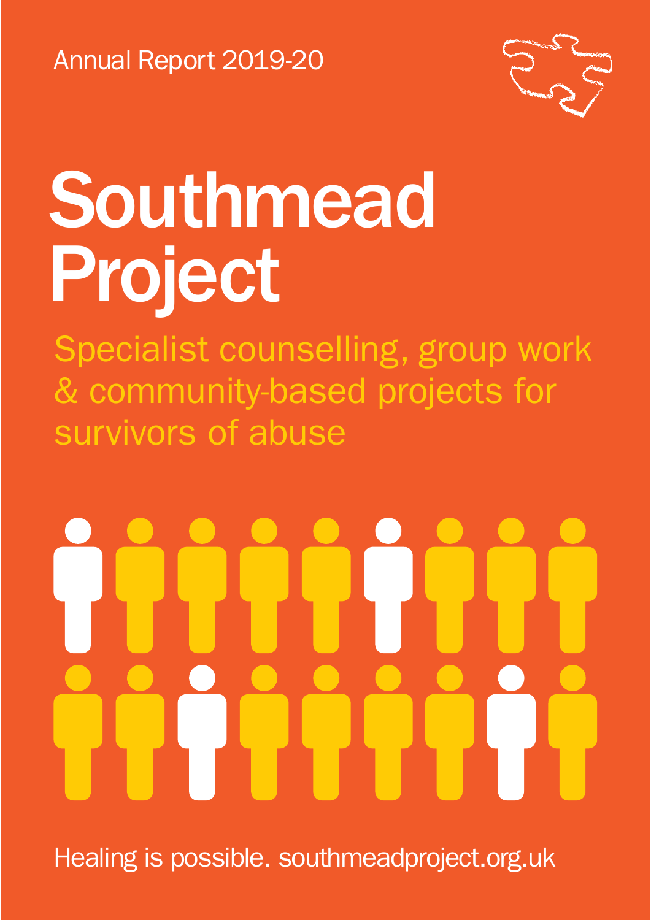Annual Report 2019-20

# Southmead Project

## Specialist counselling, group work & community-based projects for survivors of abuse

Healing is possible. southmeadproject.org.uk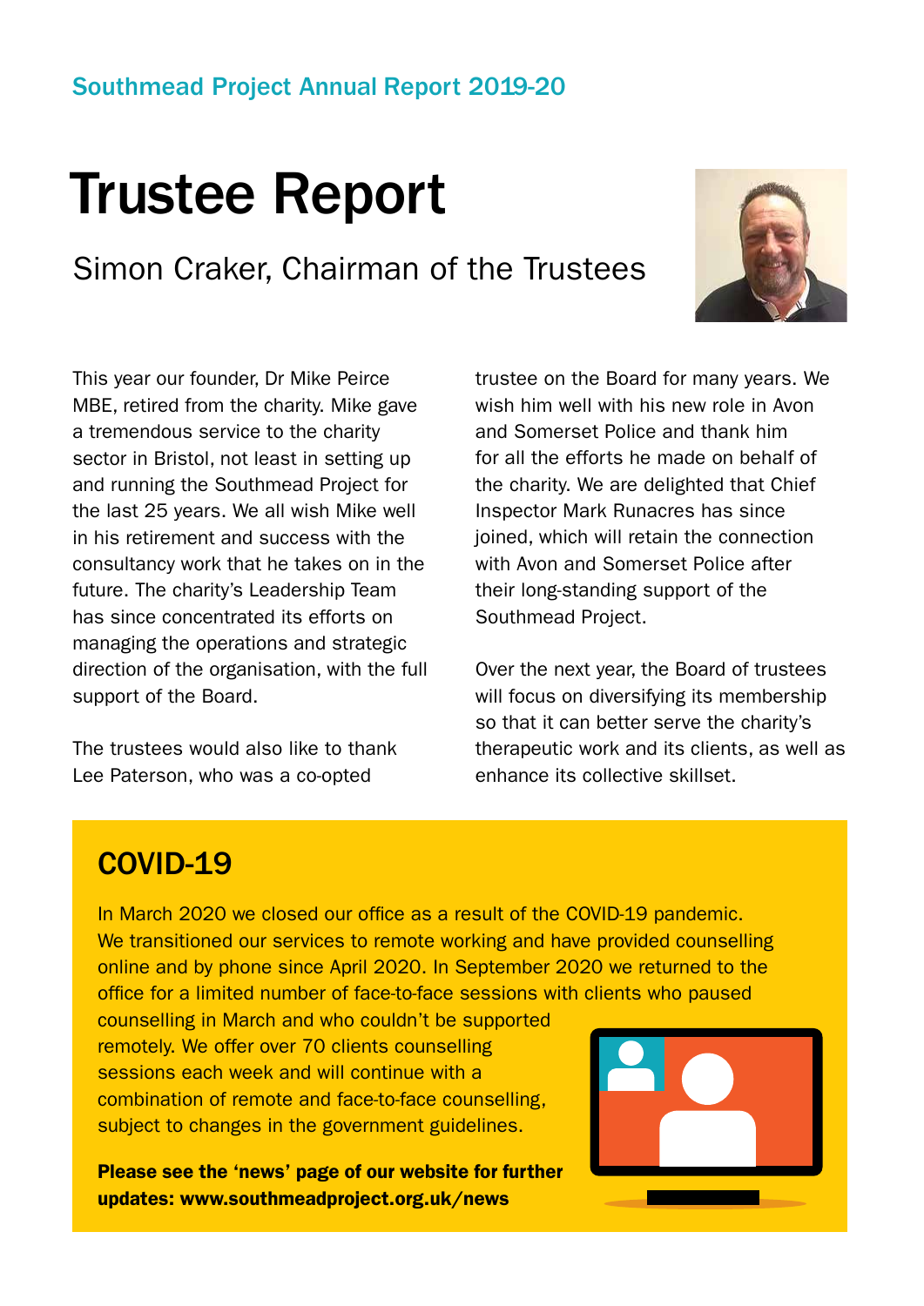Southmead Project Annual Report 2019-20

# Trustee Report

## Simon Craker, Chairman of the Trustees

This year our founder, Dr Mike Peirce MBE, retired from the charity. Mike gave a tremendous service to the charity sector in Bristol, not least in setting up and running the Southmead Project for the last 25 years. We all wish Mike well in his retirement and success with the consultancy work that he takes on in the future. The charity's Leadership Team has since concentrated its efforts on managing the operations and strategic direction of the organisation, with the full support of the Board.

The trustees would also like to thank Lee Paterson, who was a co-opted trustee on the Board for many years. We wish him well with his new role in Avon and Somerset Police and thank him for all the efforts he made on behalf of the charity. We are delighted that Chief Inspector Mark Runacres has since joined, which will retain the connection with Avon and Somerset Police after their long-standing support of the Southmead Project.

Over the next year, the Board of trustees will focus on diversifying its membership so that it can better serve the charity's therapeutic work and its clients, as well as enhance its collective skillset.

## COVID-19

In March 2020 we closed our office as a result of the COVID-19 pandemic. We transitioned our services to remote working and have provided counselling online and by phone since April 2020. In September 2020 we returned to the office for a limited number of face-to-face sessions with clients who paused counselling in March and who couldn't be supported remotely. We offer over 70 clients counselling sessions each week and will continue with a combination of remote and face-to-face counselling, subject to changes in the government guidelines.

**Please see the 'news' page of our website for further updates: www.southmeadproject.org.uk/news**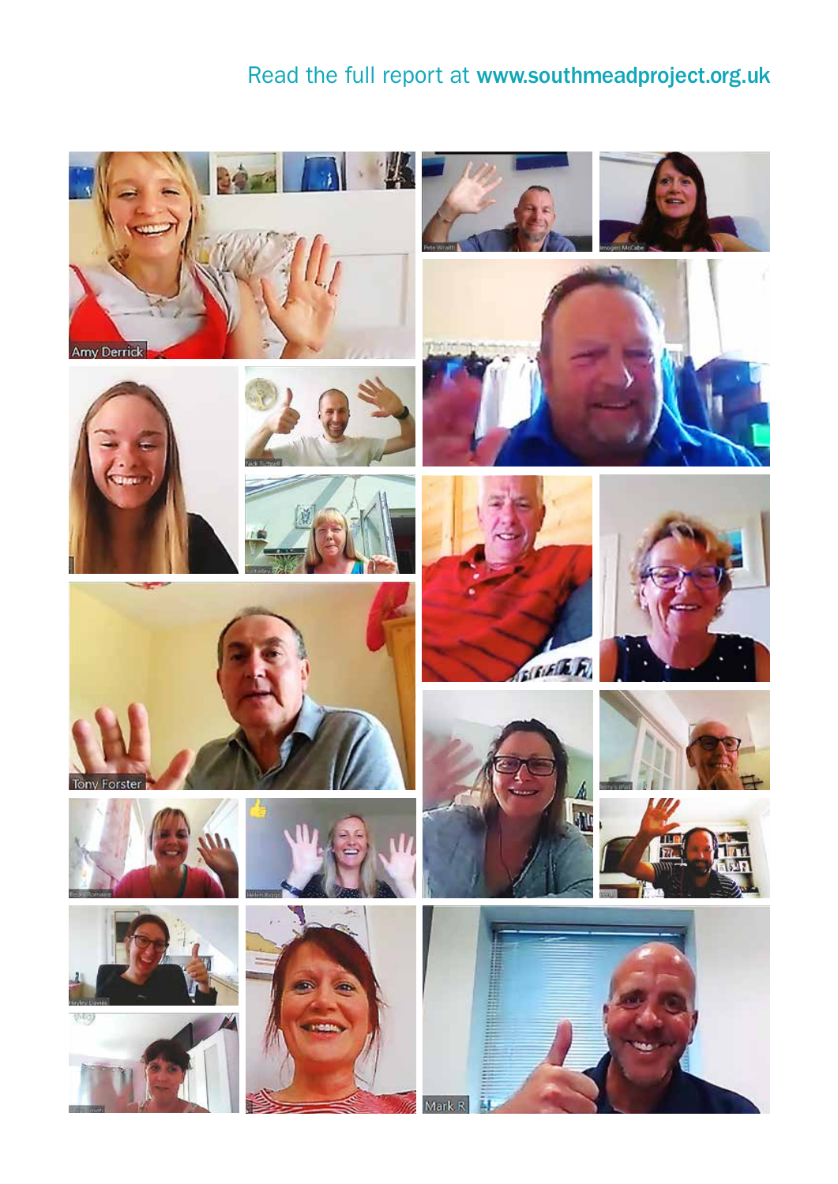Read the full report at **www.southmeadproject.org.uk**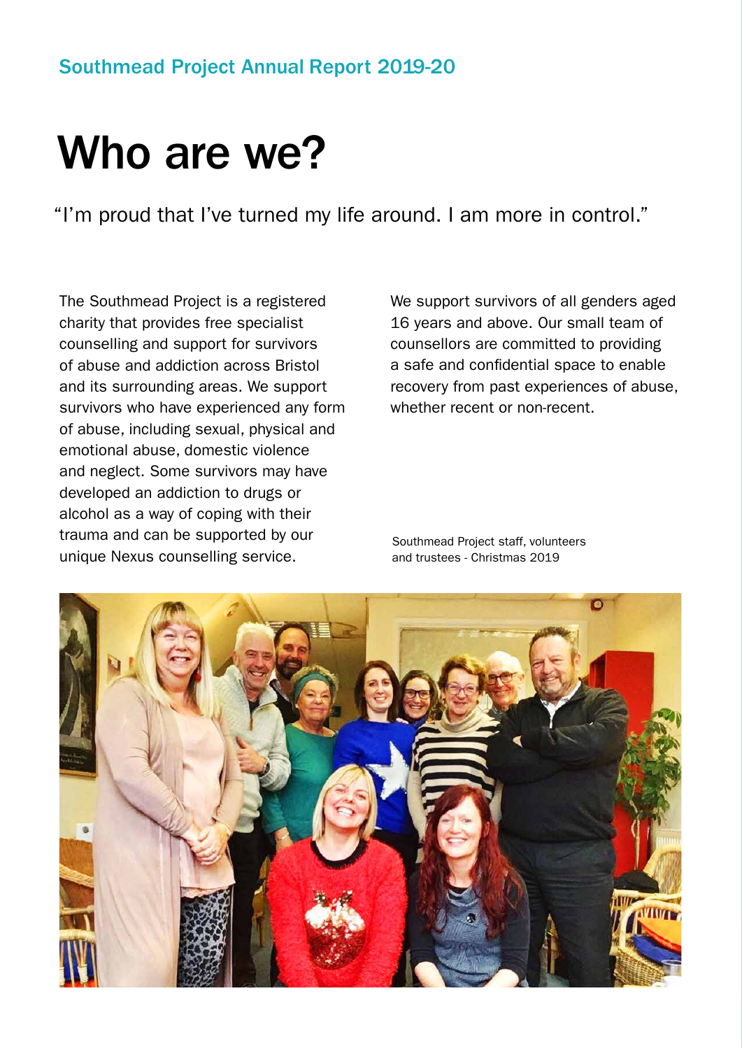Southmead Project Annual Report 2019-20

# Who are we?

"I'm proud that I've turned my life around. I am more in control."

The Southmead Project is a registered charity that provides free specialist counselling and support for survivors of abuse and addiction across Bristol and its surrounding areas. We support survivors who have experienced any form of abuse, including sexual, physical and emotional abuse, domestic violence and neglect. Some survivors may have developed an addiction to drugs or alcohol as a way of coping with their trauma and can be supported by our unique Nexus counselling service.

We support survivors of all genders aged 16 years and above. Our small team of counsellors are committed to providing a safe and confidential space to enable recovery from past experiences of abuse, whether recent or non-recent.

Southmead Project staff, volunteers and trustees - Christmas 2019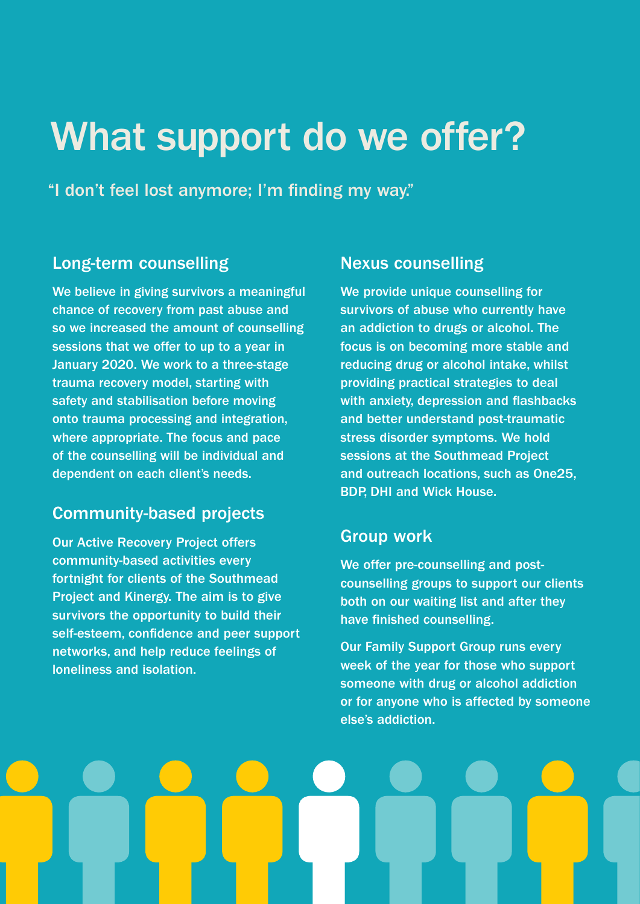# What support do we offer?

"I don't feel lost anymore; I'm finding my way."

## Long-term counselling

We believe in giving survivors a meaningful chance of recovery from past abuse and so we increased the amount of counselling sessions that we offer to up to a year in January 2020. We work to a three-stage trauma recovery model, starting with safety and stabilisation before moving onto trauma processing and integration, where appropriate. The focus and pace of the counselling will be individual and dependent on each client's needs.

## Community-based projects

Our Active Recovery Project offers community-based activities every fortnight for clients of the Southmead Project and Kinergy. The aim is to give survivors the opportunity to build their self-esteem, confidence and peer support networks, and help reduce feelings of loneliness and isolation.

## Nexus counselling

We provide unique counselling for survivors of abuse who currently have an addiction to drugs or alcohol. The focus is on becoming more stable and reducing drug or alcohol intake, whilst providing practical strategies to deal with anxiety, depression and flashbacks and better understand post-traumatic stress disorder symptoms. We hold sessions at the Southmead Project and outreach locations, such as One25, BDP, DHI and Wick House.

## Group work

We offer pre-counselling and post-counselling groups to support our clients both on our waiting list and after they have finished counselling.

Our Family Support Group runs every week of the year for those who support someone with drug or alcohol addiction or for anyone who is affected by someone else's addiction.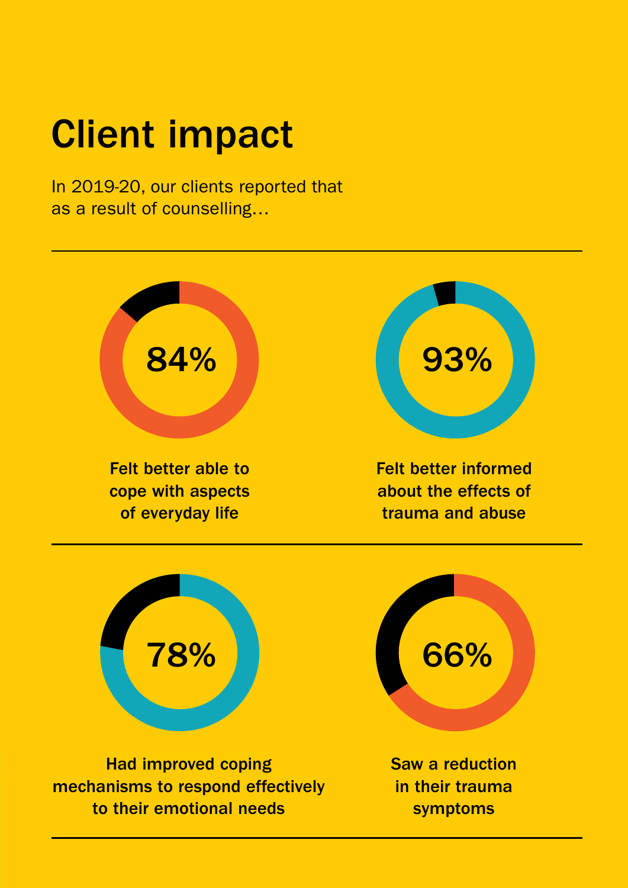# Client impact

In 2019-20, our clients reported that as a result of counselling…

**84%**

**Felt better able to cope with aspects of everyday life**

**93%**

**Felt better informed about the effects of trauma and abuse**

**78%**

**Had improved coping mechanisms to respond effectively to their emotional needs**

**66%**

**Saw a reduction in their trauma symptoms**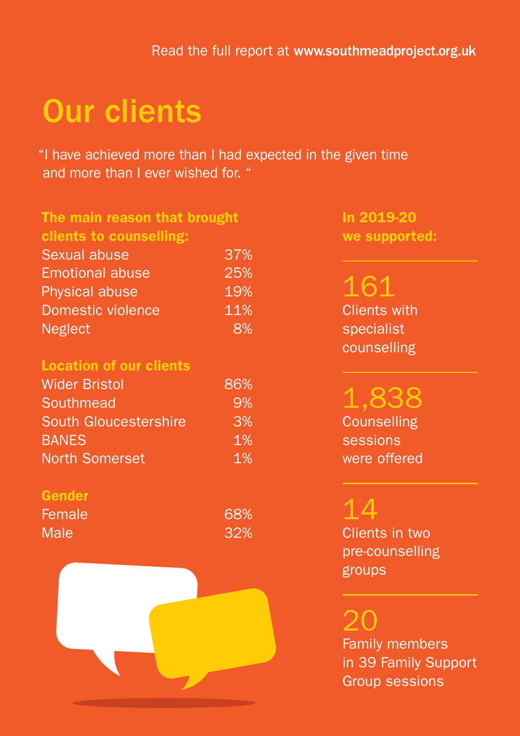Read the full report at **www.southmeadproject.org.uk**

# Our clients

"I have achieved more than I had expected in the given time and more than I ever wished for. "

### The main reason that brought clients to counselling:

| | |
|---|---|
| Sexual abuse | 37% |
| Emotional abuse | 25% |
| Physical abuse | 19% |
| Domestic violence | 11% |
| Neglect | 8% |

### Location of our clients

| | |
|---|---|
| Wider Bristol | 86% |
| Southmead | 9% |
| South Gloucestershire | 3% |
| BANES | 1% |
| North Somerset | 1% |

### Gender

| | |
|---|---|
| Female | 68% |
| Male | 32% |

### In 2019-20 we supported:

**161**
Clients with specialist counselling

**1,838**
Counselling sessions were offered

**14**
Clients in two pre-counselling groups

**20**
Family members in 39 Family Support Group sessions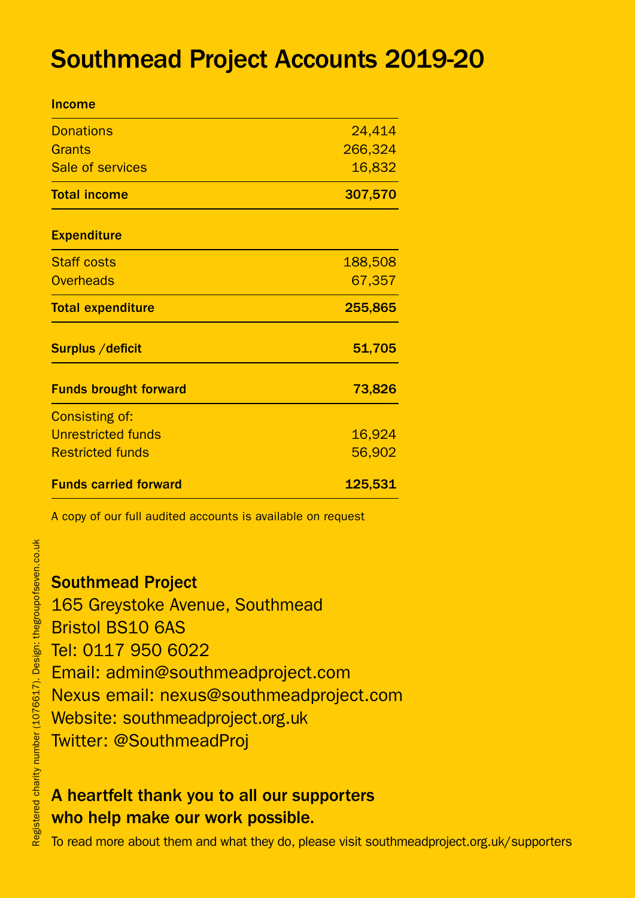# Southmead Project Accounts 2019-20

| Income | |
|---|---|
| Donations | 24,414 |
| Grants | 266,324 |
| Sale of services | 16,832 |
| **Total income** | **307,570** |

| Expenditure | |
|---|---|
| Staff costs | 188,508 |
| Overheads | 67,357 |
| **Total expenditure** | **255,865** |
| **Surplus /deficit** | **51,705** |
| **Funds brought forward** | **73,826** |
| Consisting of: | |
| Unrestricted funds | 16,924 |
| Restricted funds | 56,902 |
| **Funds carried forward** | **125,531** |

A copy of our full audited accounts is available on request

Registered charity number (1076617). Design: thegroupofseven.co.uk

## Southmead Project

165 Greystoke Avenue, Southmead
Bristol BS10 6AS
Tel: 0117 950 6022
Email: admin@southmeadproject.com
Nexus email: nexus@southmeadproject.com
Website: southmeadproject.org.uk
Twitter: @SouthmeadProj

**A heartfelt thank you to all our supporters who help make our work possible.**

To read more about them and what they do, please visit southmeadproject.org.uk/supporters